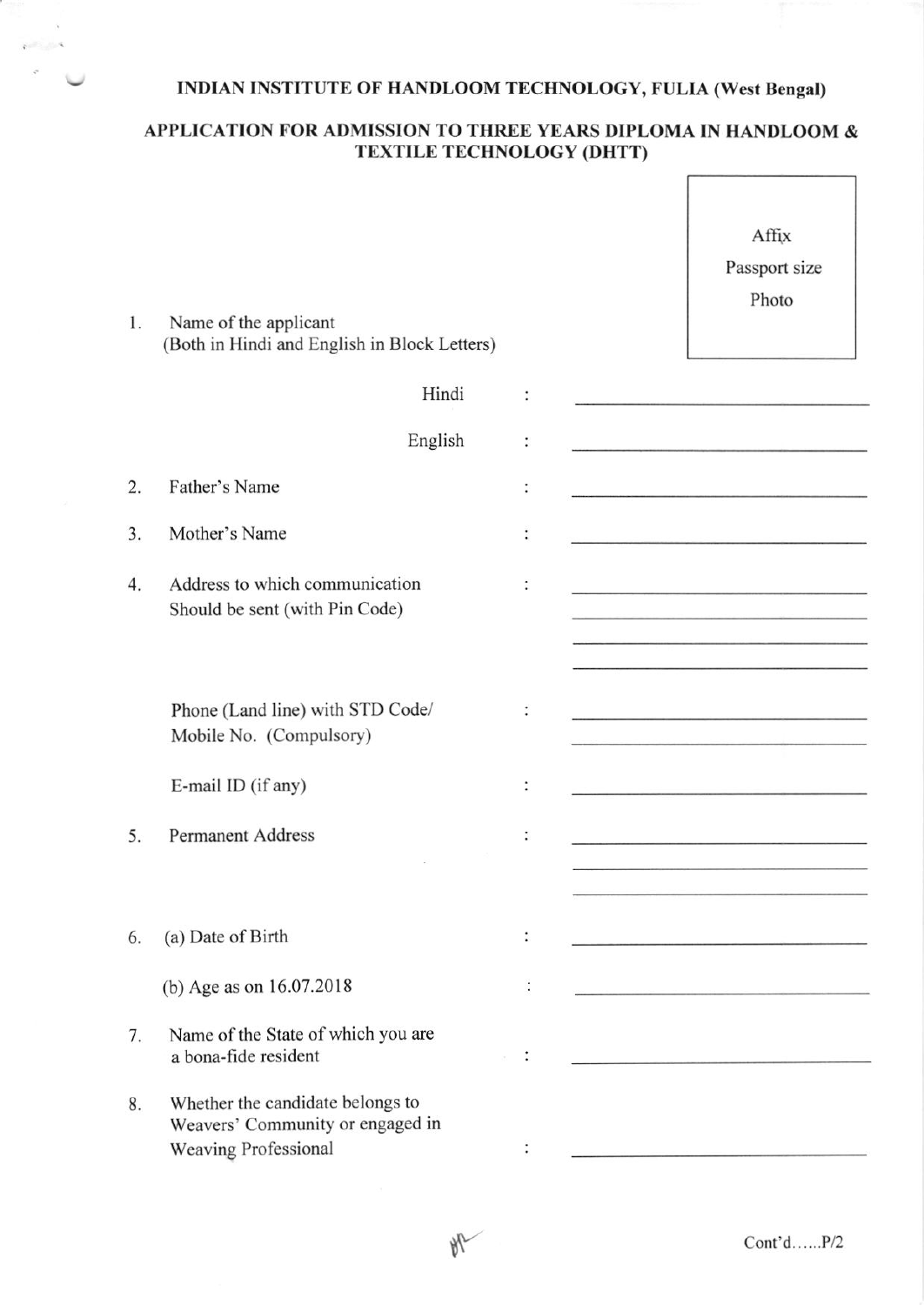# INDIAN INSTITUTE OF HANDLOOM TECHNOLOGY, FULIA (West Bengal)

## APPLICATION FOR ADMISSION TO THREE YEARS DIPLOMA IN HANDLOOM & TEXTILE TECHNOLOGY (DHTT)

Affix Passport size Photo

1. Name of the applicant (Both in Hindi and English in Block Letters)

   Hindi : \_\_\_\_\_\_\_\_\_\_\_\_\_\_\_\_\_\_\_\_

   English : \_\_\_\_\_\_\_\_\_\_\_\_\_\_\_\_\_\_\_\_

2. Father's Name : \_\_\_\_\_\_\_\_\_\_\_\_\_\_\_\_\_\_\_\_

3. Mother's Name : \_\_\_\_\_\_\_\_\_\_\_\_\_\_\_\_\_\_\_\_

4. Address to which communication Should be sent (with Pin Code) : \_\_\_\_\_\_\_\_\_\_\_\_\_\_\_\_\_\_\_\_

   Phone (Land line) with STD Code/ Mobile No. (Compulsory) : \_\_\_\_\_\_\_\_\_\_\_\_\_\_\_\_\_\_\_\_

   E-mail ID (if any) : \_\_\_\_\_\_\_\_\_\_\_\_\_\_\_\_\_\_\_\_

5. Permanent Address : \_\_\_\_\_\_\_\_\_\_\_\_\_\_\_\_\_\_\_\_

6. (a) Date of Birth : \_\_\_\_\_\_\_\_\_\_\_\_\_\_\_\_\_\_\_\_

   (b) Age as on 16.07.2018 : \_\_\_\_\_\_\_\_\_\_\_\_\_\_\_\_\_\_\_\_

7. Name of the State of which you are a bona-fide resident : \_\_\_\_\_\_\_\_\_\_\_\_\_\_\_\_\_\_\_\_

8. Whether the candidate belongs to Weavers' Community or engaged in Weaving Professional : \_\_\_\_\_\_\_\_\_\_\_\_\_\_\_\_\_\_\_\_

Cont'd......P/2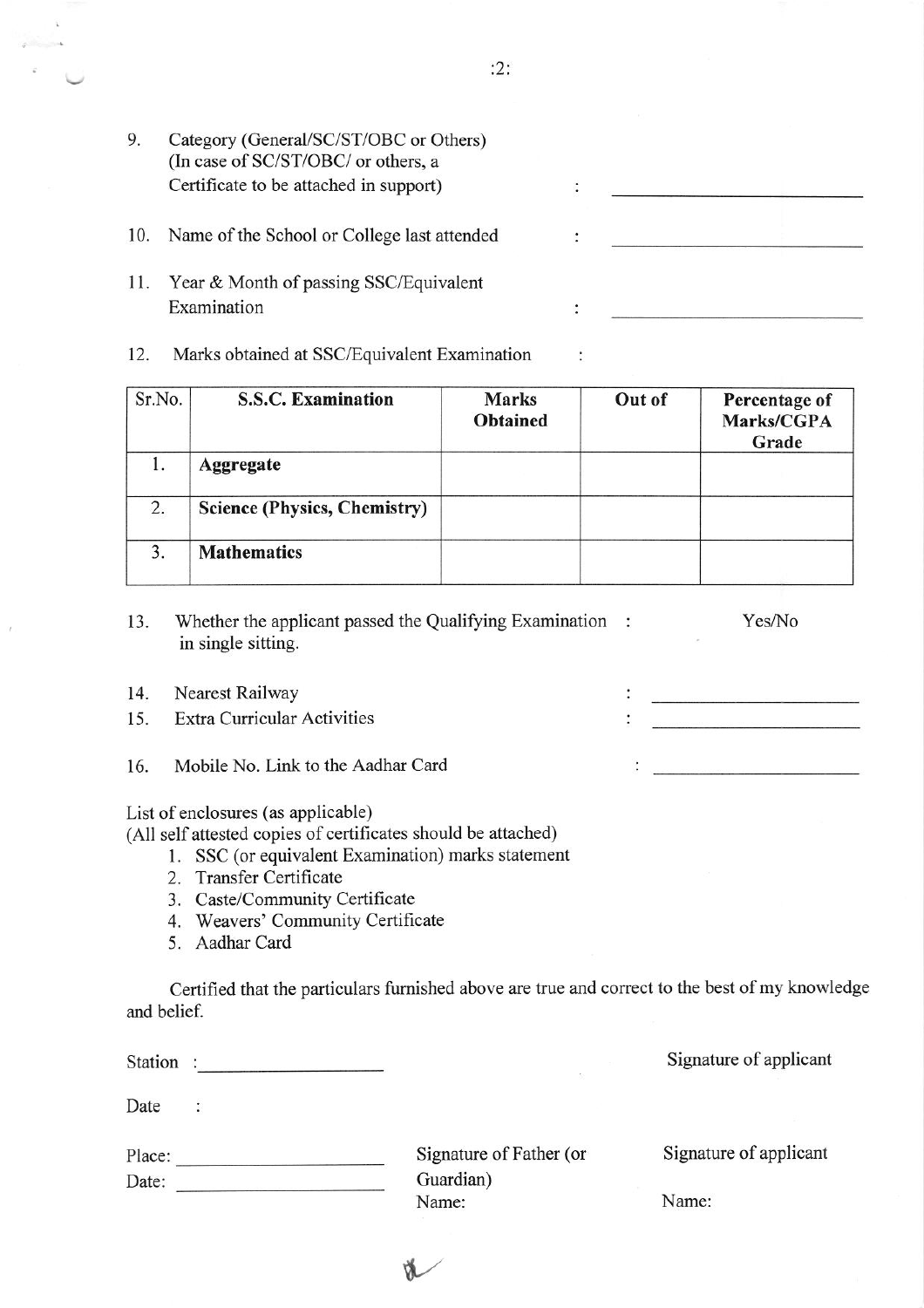9. Category (General/SC/ST/OBC or Others) (In case of SC/ST/OBC/ or others, a Certificate to be attached in support) : \_\_\_\_\_\_\_\_\_\_\_\_\_\_\_\_\_\_\_\_

10. Name of the School or College last attended : \_\_\_\_\_\_\_\_\_\_\_\_\_\_\_\_\_\_\_\_

11. Year & Month of passing SSC/Equivalent Examination : \_\_\_\_\_\_\_\_\_\_\_\_\_\_\_\_\_\_\_\_

12. Marks obtained at SSC/Equivalent Examination :

| Sr.No. | S.S.C. Examination | Marks Obtained | Out of | Percentage of Marks/CGPA Grade |
|---|---|---|---|---|
| 1. | **Aggregate** | | | |
| 2. | **Science (Physics, Chemistry)** | | | |
| 3. | **Mathematics** | | | |

13. Whether the applicant passed the Qualifying Examination in single sitting. : Yes/No

14. Nearest Railway : \_\_\_\_\_\_\_\_\_\_\_\_\_\_\_\_\_\_\_\_

15. Extra Curricular Activities : \_\_\_\_\_\_\_\_\_\_\_\_\_\_\_\_\_\_\_\_

16. Mobile No. Link to the Aadhar Card : \_\_\_\_\_\_\_\_\_\_\_\_\_\_\_\_\_\_\_\_

List of enclosures (as applicable)
(All self attested copies of certificates should be attached)

1. SSC (or equivalent Examination) marks statement
2. Transfer Certificate
3. Caste/Community Certificate
4. Weavers' Community Certificate
5. Aadhar Card

Certified that the particulars furnished above are true and correct to the best of my knowledge and belief.

Station : \_\_\_\_\_\_\_\_\_\_\_\_\_\_\_\_\_\_\_\_

Signature of applicant

Date :

Place: \_\_\_\_\_\_\_\_\_\_\_\_\_\_\_\_\_\_\_\_

Date: \_\_\_\_\_\_\_\_\_\_\_\_\_\_\_\_\_\_\_\_

Signature of Father (or Guardian)
Name:

Signature of applicant
Name: